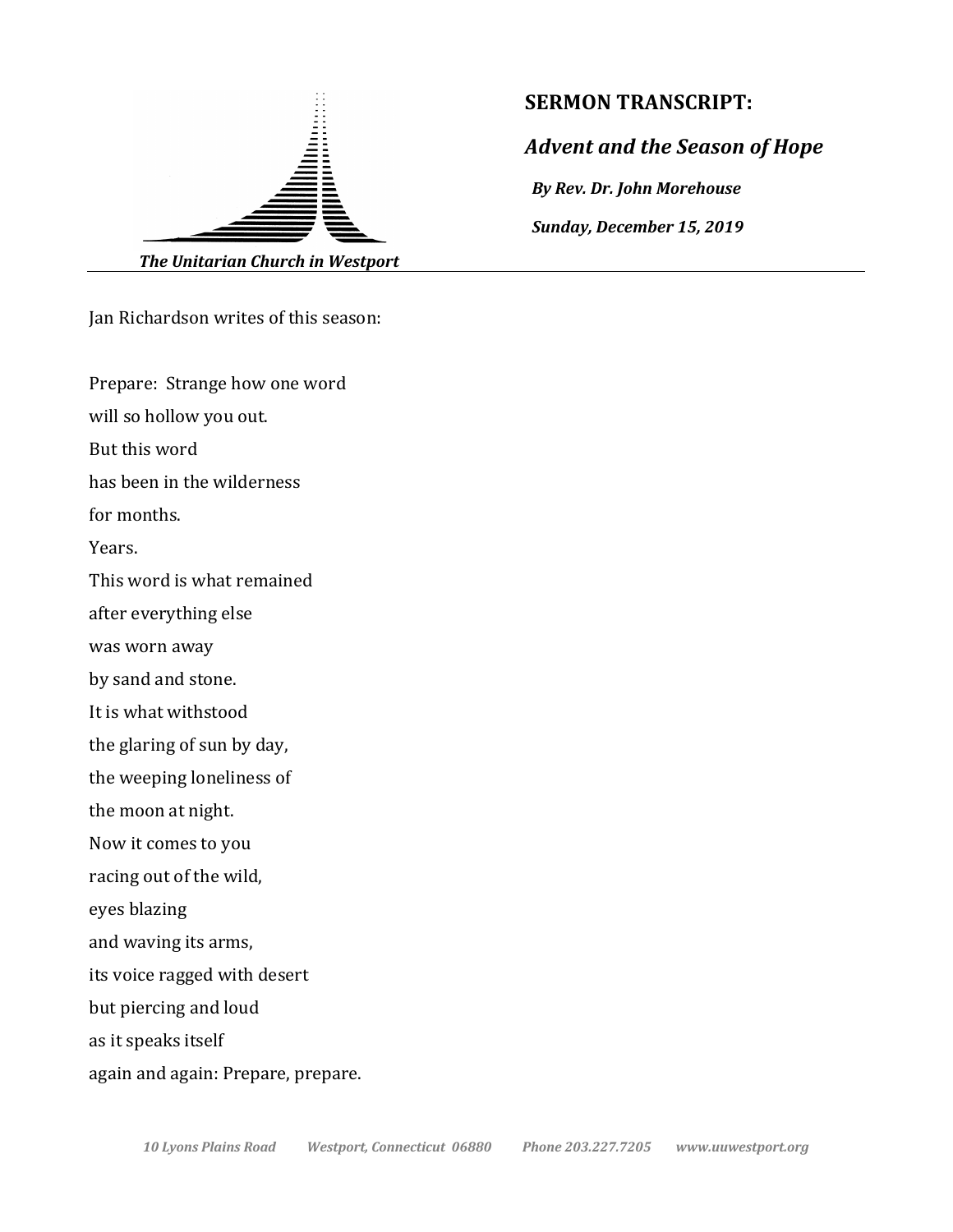The Unitarian Church in Westport

**SERMON TRANSCRIPT:**

# *Advent and the Season of Hope*

***By Rev. Dr. John Morehouse***

***Sunday, December 15, 2019***

---

Jan Richardson writes of this season:

Prepare: Strange how one word  
will so hollow you out.  
But this word  
has been in the wilderness  
for months.  
Years.  
This word is what remained  
after everything else  
was worn away  
by sand and stone.  
It is what withstood  
the glaring of sun by day,  
the weeping loneliness of  
the moon at night.  
Now it comes to you  
racing out of the wild,  
eyes blazing  
and waving its arms,  
its voice ragged with desert  
but piercing and loud  
as it speaks itself  
again and again: Prepare, prepare.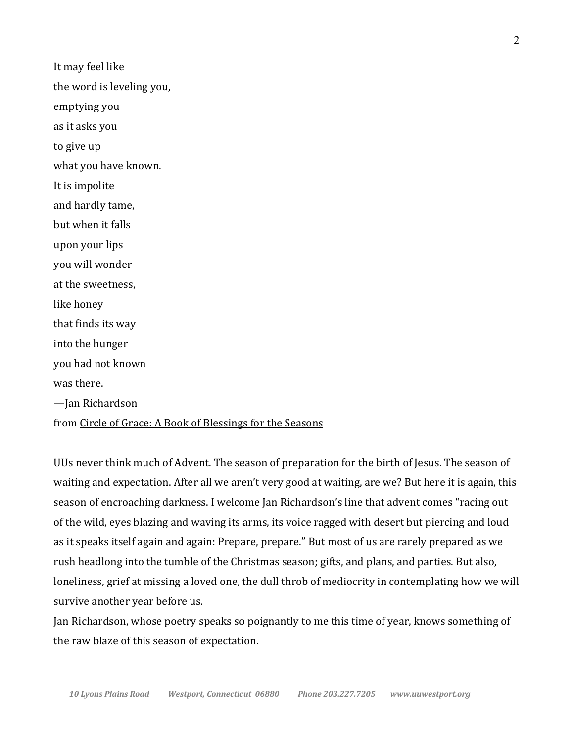It may feel like  
the word is leveling you,  
emptying you  
as it asks you  
to give up  
what you have known.  
It is impolite  
and hardly tame,  
but when it falls  
upon your lips  
you will wonder  
at the sweetness,  
like honey  
that finds its way  
into the hunger  
you had not known  
was there.  
—Jan Richardson  
from <u>Circle of Grace: A Book of Blessings for the Seasons</u>

UUs never think much of Advent. The season of preparation for the birth of Jesus. The season of waiting and expectation. After all we aren't very good at waiting, are we? But here it is again, this season of encroaching darkness. I welcome Jan Richardson's line that advent comes "racing out of the wild, eyes blazing and waving its arms, its voice ragged with desert but piercing and loud as it speaks itself again and again: Prepare, prepare." But most of us are rarely prepared as we rush headlong into the tumble of the Christmas season; gifts, and plans, and parties. But also, loneliness, grief at missing a loved one, the dull throb of mediocrity in contemplating how we will survive another year before us.

Jan Richardson, whose poetry speaks so poignantly to me this time of year, knows something of the raw blaze of this season of expectation.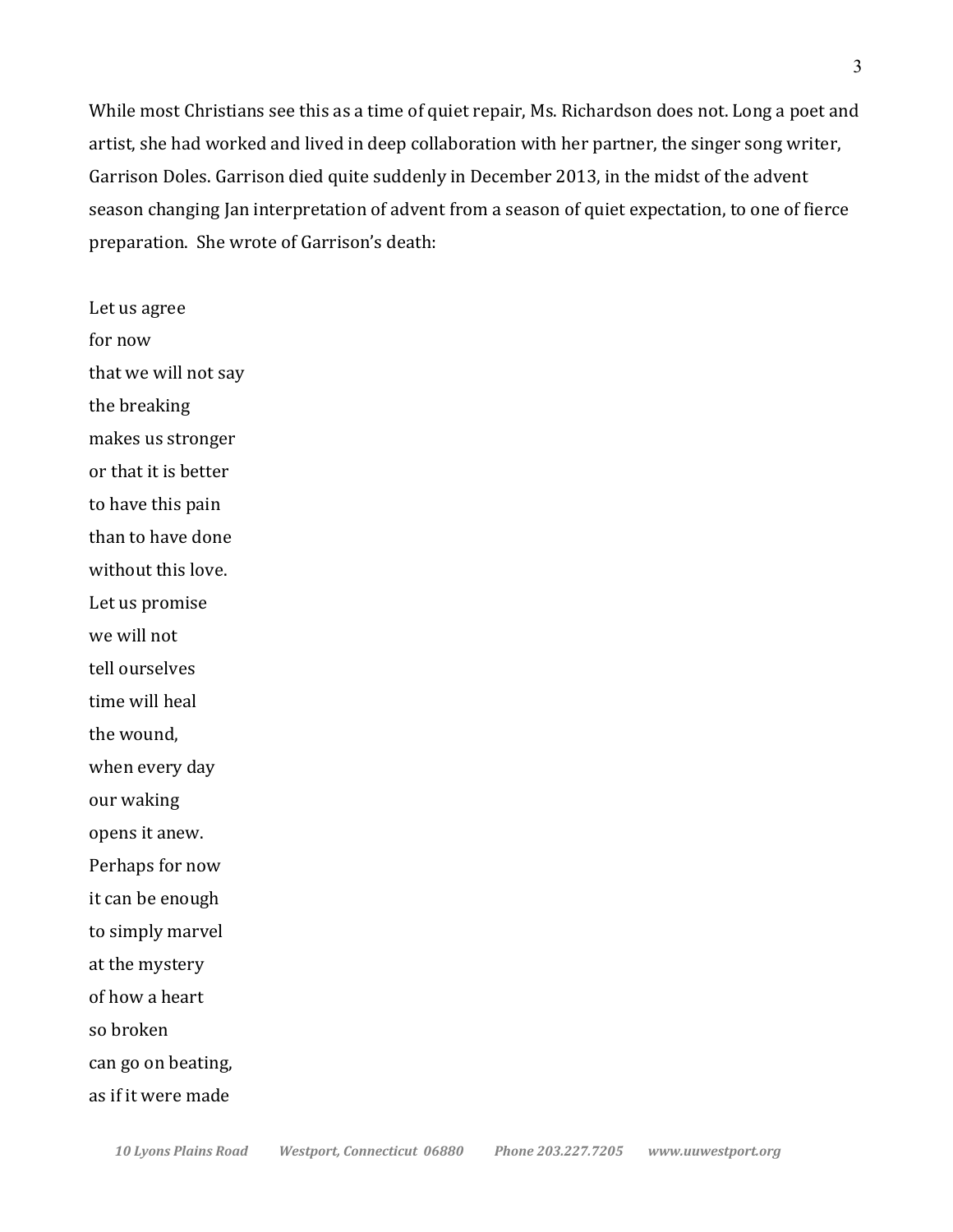While most Christians see this as a time of quiet repair, Ms. Richardson does not. Long a poet and artist, she had worked and lived in deep collaboration with her partner, the singer song writer, Garrison Doles. Garrison died quite suddenly in December 2013, in the midst of the advent season changing Jan interpretation of advent from a season of quiet expectation, to one of fierce preparation. She wrote of Garrison's death:

Let us agree  
for now  
that we will not say  
the breaking  
makes us stronger  
or that it is better  
to have this pain  
than to have done  
without this love.  
Let us promise  
we will not  
tell ourselves  
time will heal  
the wound,  
when every day  
our waking  
opens it anew.  
Perhaps for now  
it can be enough  
to simply marvel  
at the mystery  
of how a heart  
so broken  
can go on beating,  
as if it were made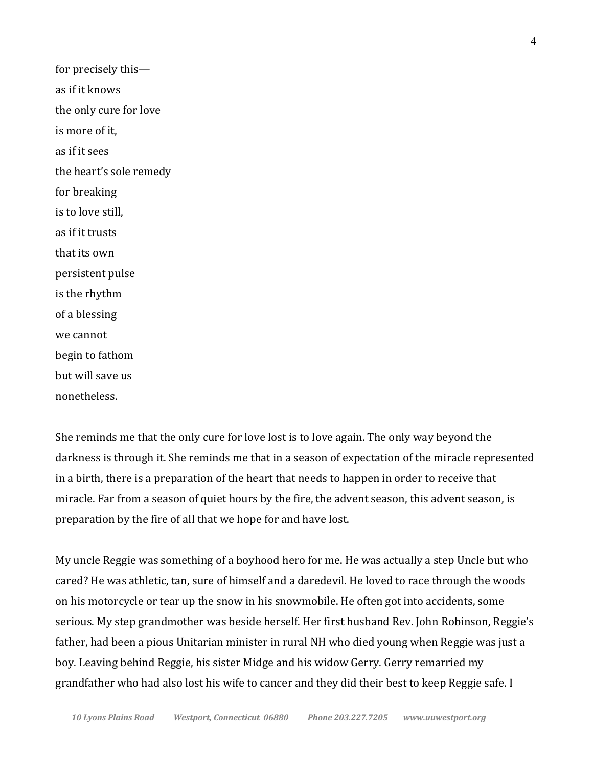for precisely this—  
as if it knows  
the only cure for love  
is more of it,  
as if it sees  
the heart's sole remedy  
for breaking  
is to love still,  
as if it trusts  
that its own  
persistent pulse  
is the rhythm  
of a blessing  
we cannot  
begin to fathom  
but will save us  
nonetheless.

She reminds me that the only cure for love lost is to love again. The only way beyond the darkness is through it. She reminds me that in a season of expectation of the miracle represented in a birth, there is a preparation of the heart that needs to happen in order to receive that miracle. Far from a season of quiet hours by the fire, the advent season, this advent season, is preparation by the fire of all that we hope for and have lost.

My uncle Reggie was something of a boyhood hero for me. He was actually a step Uncle but who cared? He was athletic, tan, sure of himself and a daredevil. He loved to race through the woods on his motorcycle or tear up the snow in his snowmobile. He often got into accidents, some serious. My step grandmother was beside herself. Her first husband Rev. John Robinson, Reggie's father, had been a pious Unitarian minister in rural NH who died young when Reggie was just a boy. Leaving behind Reggie, his sister Midge and his widow Gerry. Gerry remarried my grandfather who had also lost his wife to cancer and they did their best to keep Reggie safe. I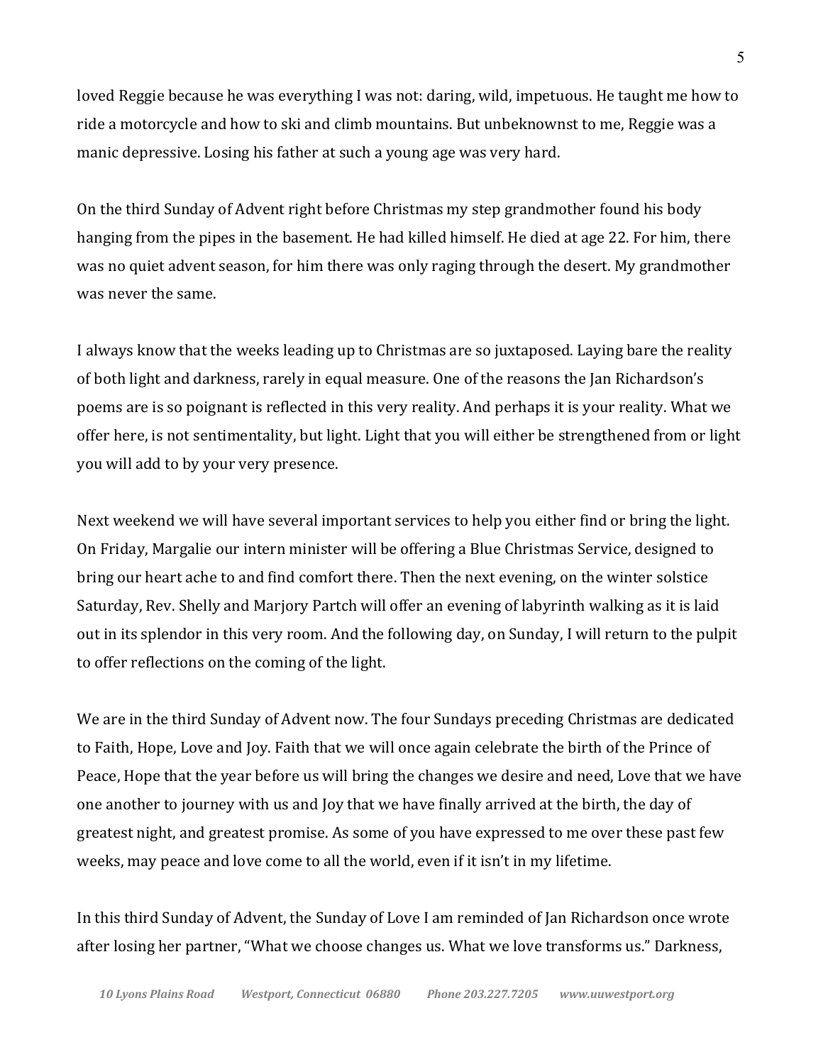loved Reggie because he was everything I was not: daring, wild, impetuous. He taught me how to ride a motorcycle and how to ski and climb mountains. But unbeknownst to me, Reggie was a manic depressive. Losing his father at such a young age was very hard.

On the third Sunday of Advent right before Christmas my step grandmother found his body hanging from the pipes in the basement. He had killed himself. He died at age 22. For him, there was no quiet advent season, for him there was only raging through the desert. My grandmother was never the same.

I always know that the weeks leading up to Christmas are so juxtaposed. Laying bare the reality of both light and darkness, rarely in equal measure. One of the reasons the Jan Richardson's poems are is so poignant is reflected in this very reality. And perhaps it is your reality. What we offer here, is not sentimentality, but light. Light that you will either be strengthened from or light you will add to by your very presence.

Next weekend we will have several important services to help you either find or bring the light. On Friday, Margalie our intern minister will be offering a Blue Christmas Service, designed to bring our heart ache to and find comfort there. Then the next evening, on the winter solstice Saturday, Rev. Shelly and Marjory Partch will offer an evening of labyrinth walking as it is laid out in its splendor in this very room. And the following day, on Sunday, I will return to the pulpit to offer reflections on the coming of the light.

We are in the third Sunday of Advent now. The four Sundays preceding Christmas are dedicated to Faith, Hope, Love and Joy. Faith that we will once again celebrate the birth of the Prince of Peace, Hope that the year before us will bring the changes we desire and need, Love that we have one another to journey with us and Joy that we have finally arrived at the birth, the day of greatest night, and greatest promise. As some of you have expressed to me over these past few weeks, may peace and love come to all the world, even if it isn't in my lifetime.

In this third Sunday of Advent, the Sunday of Love I am reminded of Jan Richardson once wrote after losing her partner, "What we choose changes us. What we love transforms us." Darkness,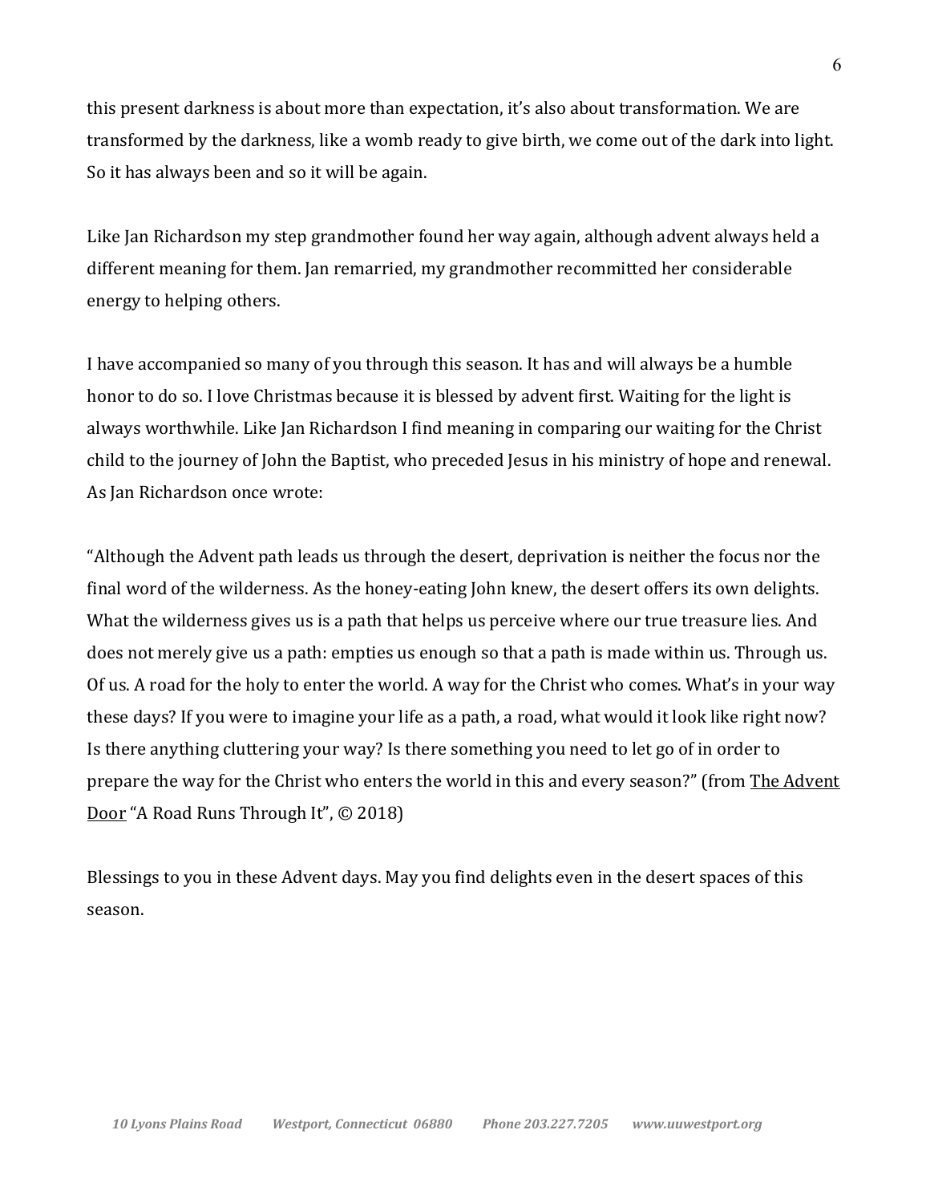this present darkness is about more than expectation, it's also about transformation. We are transformed by the darkness, like a womb ready to give birth, we come out of the dark into light. So it has always been and so it will be again.

Like Jan Richardson my step grandmother found her way again, although advent always held a different meaning for them. Jan remarried, my grandmother recommitted her considerable energy to helping others.

I have accompanied so many of you through this season. It has and will always be a humble honor to do so. I love Christmas because it is blessed by advent first. Waiting for the light is always worthwhile. Like Jan Richardson I find meaning in comparing our waiting for the Christ child to the journey of John the Baptist, who preceded Jesus in his ministry of hope and renewal. As Jan Richardson once wrote:

"Although the Advent path leads us through the desert, deprivation is neither the focus nor the final word of the wilderness. As the honey-eating John knew, the desert offers its own delights. What the wilderness gives us is a path that helps us perceive where our true treasure lies. And does not merely give us a path: empties us enough so that a path is made within us. Through us. Of us. A road for the holy to enter the world. A way for the Christ who comes. What's in your way these days? If you were to imagine your life as a path, a road, what would it look like right now? Is there anything cluttering your way? Is there something you need to let go of in order to prepare the way for the Christ who enters the world in this and every season?" (from <u>The Advent Door</u> "A Road Runs Through It", © 2018)

Blessings to you in these Advent days. May you find delights even in the desert spaces of this season.